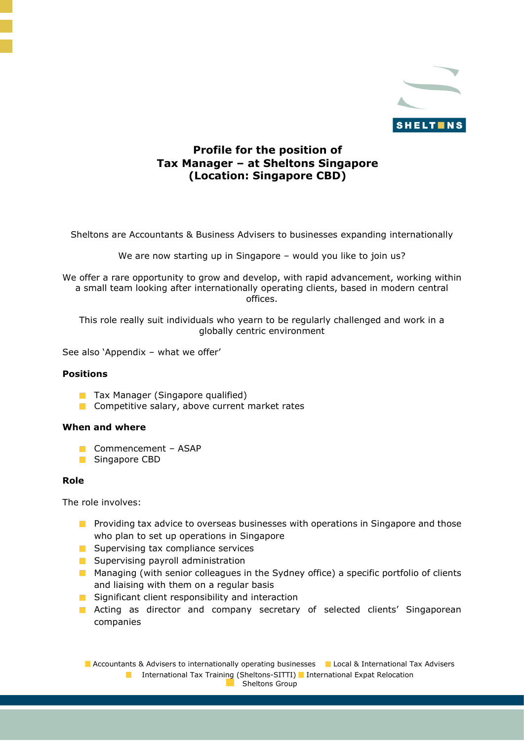# Profile for the position of Tax Manager – at Sheltons Singapore (Location: Singapore CBD)

Sheltons are Accountants & Business Advisers to businesses expanding internationally

We are now starting up in Singapore – would you like to join us?

We offer a rare opportunity to grow and develop, with rapid advancement, working within a small team looking after internationally operating clients, based in modern central offices.

This role really suit individuals who yearn to be regularly challenged and work in a globally centric environment

See also 'Appendix – what we offer'

**Positions**

- Tax Manager (Singapore qualified)
- Competitive salary, above current market rates

**When and where**

- Commencement – ASAP
- Singapore CBD

**Role**

The role involves:

- Providing tax advice to overseas businesses with operations in Singapore and those who plan to set up operations in Singapore
- Supervising tax compliance services
- Supervising payroll administration
- Managing (with senior colleagues in the Sydney office) a specific portfolio of clients and liaising with them on a regular basis
- Significant client responsibility and interaction
- Acting as director and company secretary of selected clients' Singaporean companies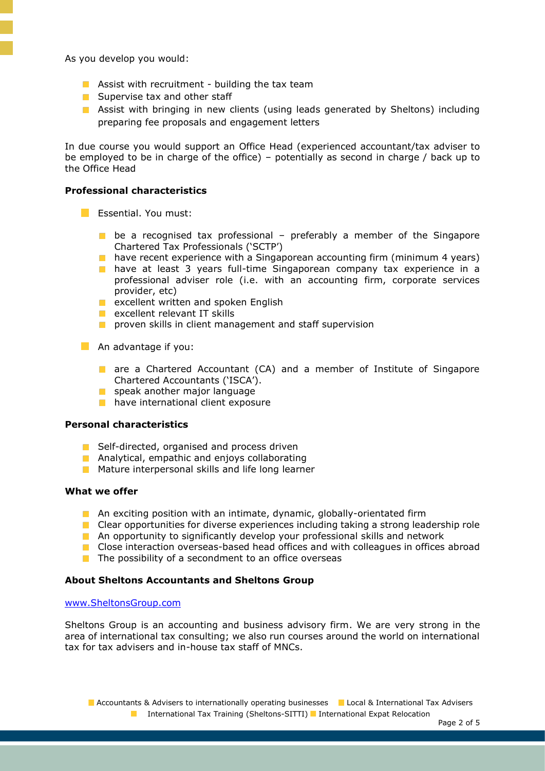As you develop you would:

- Assist with recruitment - building the tax team
- Supervise tax and other staff
- Assist with bringing in new clients (using leads generated by Sheltons) including preparing fee proposals and engagement letters

In due course you would support an Office Head (experienced accountant/tax adviser to be employed to be in charge of the office) – potentially as second in charge / back up to the Office Head

**Professional characteristics**

- Essential. You must:
  - be a recognised tax professional – preferably a member of the Singapore Chartered Tax Professionals ('SCTP')
  - have recent experience with a Singaporean accounting firm (minimum 4 years)
  - have at least 3 years full-time Singaporean company tax experience in a professional adviser role (i.e. with an accounting firm, corporate services provider, etc)
  - excellent written and spoken English
  - excellent relevant IT skills
  - proven skills in client management and staff supervision
- An advantage if you:
  - are a Chartered Accountant (CA) and a member of Institute of Singapore Chartered Accountants ('ISCA').
  - speak another major language
  - have international client exposure

**Personal characteristics**

- Self-directed, organised and process driven
- Analytical, empathic and enjoys collaborating
- Mature interpersonal skills and life long learner

**What we offer**

- An exciting position with an intimate, dynamic, globally-orientated firm
- Clear opportunities for diverse experiences including taking a strong leadership role
- An opportunity to significantly develop your professional skills and network
- Close interaction overseas-based head offices and with colleagues in offices abroad
- The possibility of a secondment to an office overseas

**About Sheltons Accountants and Sheltons Group**

www.SheltonsGroup.com

Sheltons Group is an accounting and business advisory firm. We are very strong in the area of international tax consulting; we also run courses around the world on international tax for tax advisers and in-house tax staff of MNCs.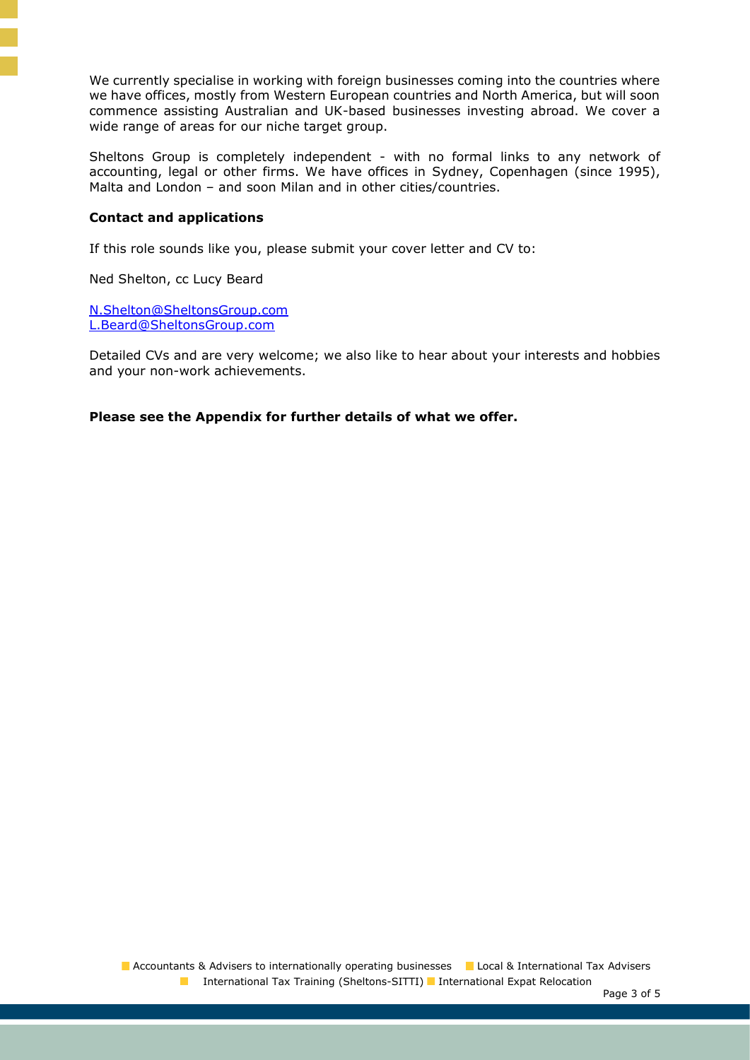We currently specialise in working with foreign businesses coming into the countries where we have offices, mostly from Western European countries and North America, but will soon commence assisting Australian and UK-based businesses investing abroad. We cover a wide range of areas for our niche target group.

Sheltons Group is completely independent - with no formal links to any network of accounting, legal or other firms. We have offices in Sydney, Copenhagen (since 1995), Malta and London – and soon Milan and in other cities/countries.

**Contact and applications**

If this role sounds like you, please submit your cover letter and CV to:

Ned Shelton, cc Lucy Beard

N.Shelton@SheltonsGroup.com
L.Beard@SheltonsGroup.com

Detailed CVs and are very welcome; we also like to hear about your interests and hobbies and your non-work achievements.

**Please see the Appendix for further details of what we offer.**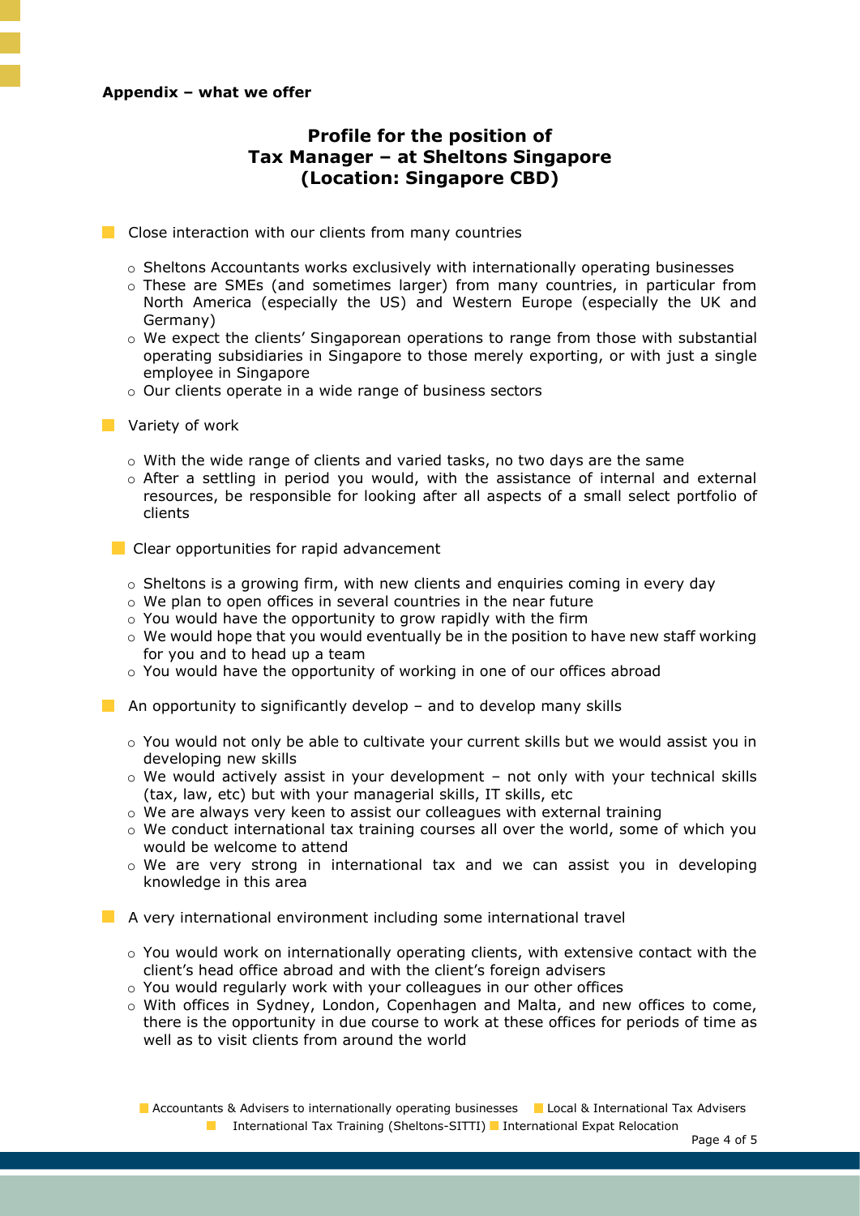**Appendix – what we offer**

## Profile for the position of Tax Manager – at Sheltons Singapore (Location: Singapore CBD)

- Close interaction with our clients from many countries
  - Sheltons Accountants works exclusively with internationally operating businesses
  - These are SMEs (and sometimes larger) from many countries, in particular from North America (especially the US) and Western Europe (especially the UK and Germany)
  - We expect the clients' Singaporean operations to range from those with substantial operating subsidiaries in Singapore to those merely exporting, or with just a single employee in Singapore
  - Our clients operate in a wide range of business sectors

- Variety of work
  - With the wide range of clients and varied tasks, no two days are the same
  - After a settling in period you would, with the assistance of internal and external resources, be responsible for looking after all aspects of a small select portfolio of clients

- Clear opportunities for rapid advancement
  - Sheltons is a growing firm, with new clients and enquiries coming in every day
  - We plan to open offices in several countries in the near future
  - You would have the opportunity to grow rapidly with the firm
  - We would hope that you would eventually be in the position to have new staff working for you and to head up a team
  - You would have the opportunity of working in one of our offices abroad

- An opportunity to significantly develop – and to develop many skills
  - You would not only be able to cultivate your current skills but we would assist you in developing new skills
  - We would actively assist in your development – not only with your technical skills (tax, law, etc) but with your managerial skills, IT skills, etc
  - We are always very keen to assist our colleagues with external training
  - We conduct international tax training courses all over the world, some of which you would be welcome to attend
  - We are very strong in international tax and we can assist you in developing knowledge in this area

- A very international environment including some international travel
  - You would work on internationally operating clients, with extensive contact with the client's head office abroad and with the client's foreign advisers
  - You would regularly work with your colleagues in our other offices
  - With offices in Sydney, London, Copenhagen and Malta, and new offices to come, there is the opportunity in due course to work at these offices for periods of time as well as to visit clients from around the world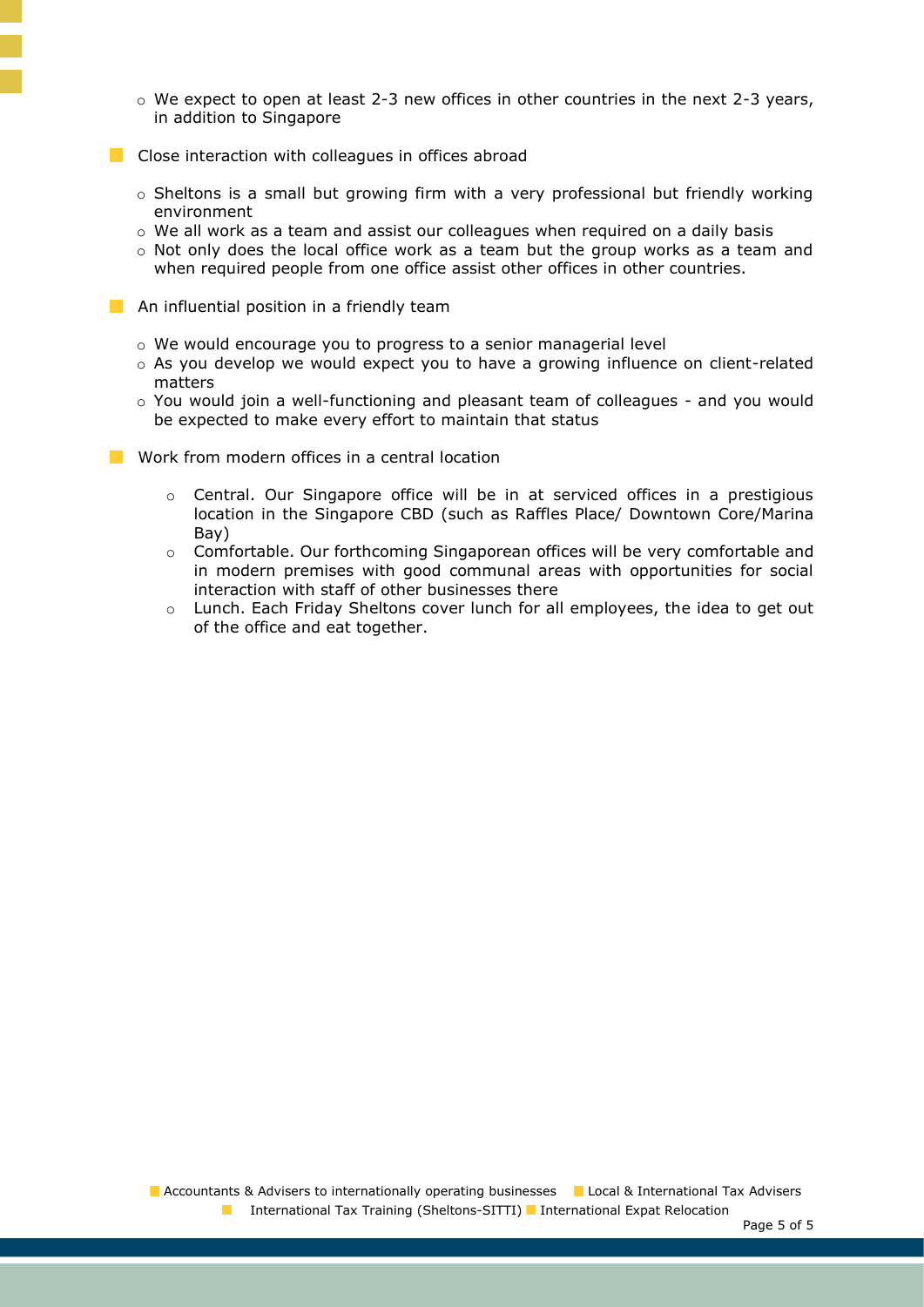- We expect to open at least 2-3 new offices in other countries in the next 2-3 years, in addition to Singapore

- Close interaction with colleagues in offices abroad
  - Sheltons is a small but growing firm with a very professional but friendly working environment
  - We all work as a team and assist our colleagues when required on a daily basis
  - Not only does the local office work as a team but the group works as a team and when required people from one office assist other offices in other countries.

- An influential position in a friendly team
  - We would encourage you to progress to a senior managerial level
  - As you develop we would expect you to have a growing influence on client-related matters
  - You would join a well-functioning and pleasant team of colleagues - and you would be expected to make every effort to maintain that status

- Work from modern offices in a central location
  - Central. Our Singapore office will be in at serviced offices in a prestigious location in the Singapore CBD (such as Raffles Place/ Downtown Core/Marina Bay)
  - Comfortable. Our forthcoming Singaporean offices will be very comfortable and in modern premises with good communal areas with opportunities for social interaction with staff of other businesses there
  - Lunch. Each Friday Sheltons cover lunch for all employees, the idea to get out of the office and eat together.